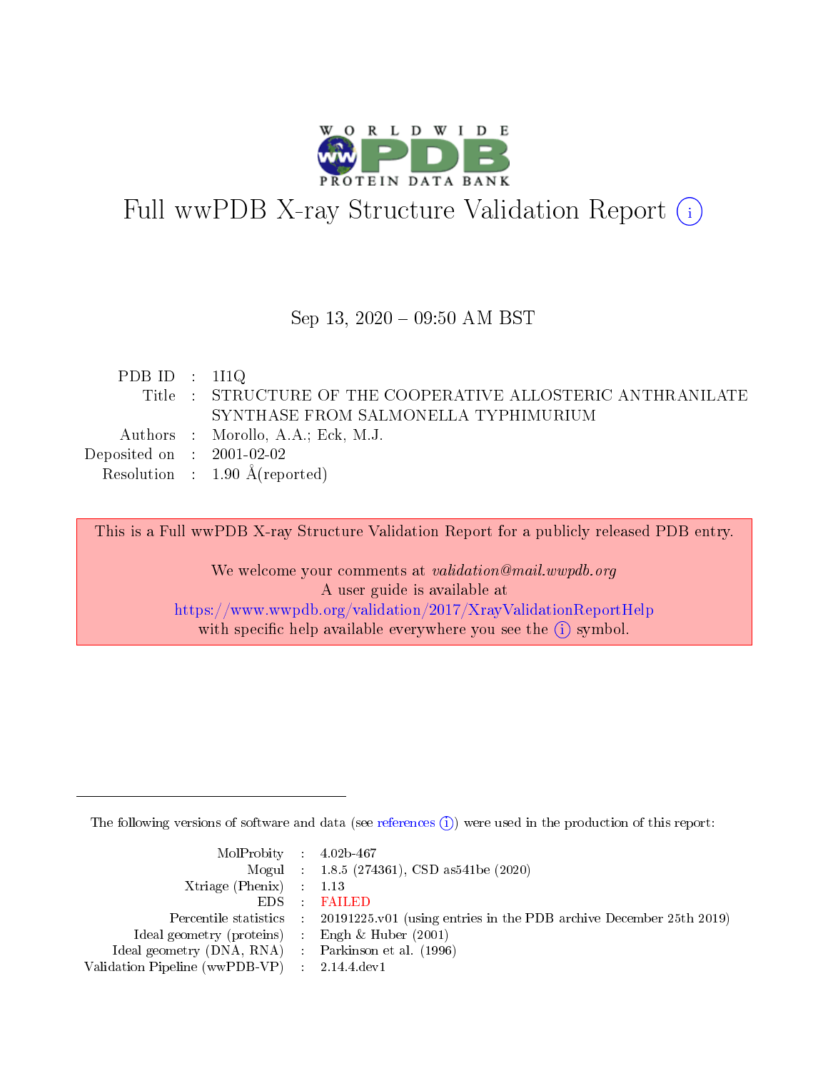# Full wwPDB X-ray Structure Validation Report (i)

Sep 13, 2020 – 09:50 AM BST

| | | |
|---|---|---|
| PDB ID | : | 1I1Q |
| Title | : | STRUCTURE OF THE COOPERATIVE ALLOSTERIC ANTHRANILATE SYNTHASE FROM SALMONELLA TYPHIMURIUM |
| Authors | : | Morollo, A.A.; Eck, M.J. |
| Deposited on | : | 2001-02-02 |
| Resolution | : | 1.90 Å(reported) |

This is a Full wwPDB X-ray Structure Validation Report for a publicly released PDB entry.

We welcome your comments at *validation@mail.wwpdb.org*
A user guide is available at
https://www.wwpdb.org/validation/2017/XrayValidationReportHelp
with specific help available everywhere you see the (i) symbol.

---

The following versions of software and data (see references (i)) were used in the production of this report:

| | | |
|---|---|---|
| MolProbity | : | 4.02b-467 |
| Mogul | : | 1.8.5 (274361), CSD as541be (2020) |
| Xtriage (Phenix) | : | 1.13 |
| EDS | : | FAILED |
| Percentile statistics | : | 20191225.v01 (using entries in the PDB archive December 25th 2019) |
| Ideal geometry (proteins) | : | Engh & Huber (2001) |
| Ideal geometry (DNA, RNA) | : | Parkinson et al. (1996) |
| Validation Pipeline (wwPDB-VP) | : | 2.14.4.dev1 |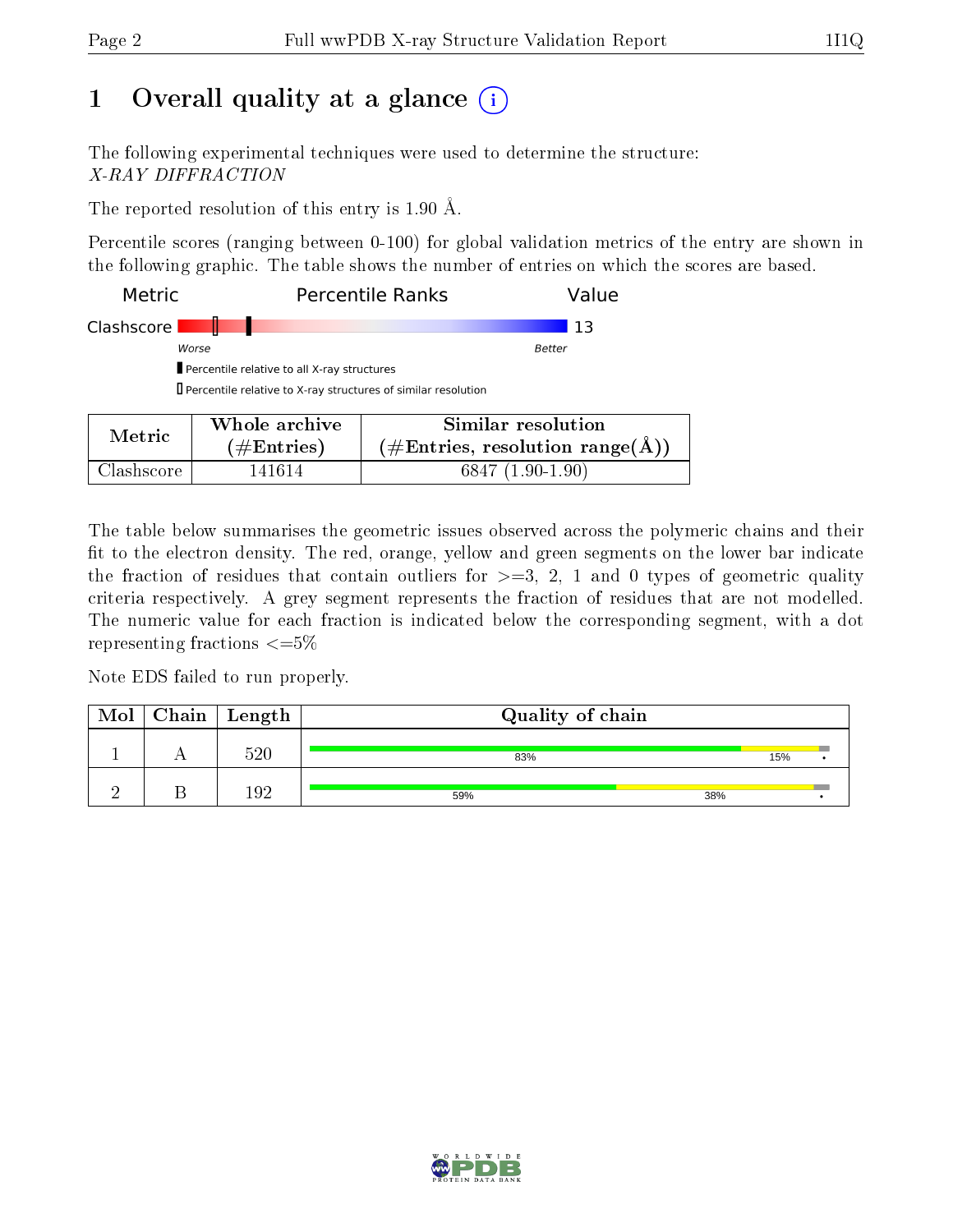# 1 Overall quality at a glance

The following experimental techniques were used to determine the structure: *X-RAY DIFFRACTION*

The reported resolution of this entry is 1.90 Å.

Percentile scores (ranging between 0-100) for global validation metrics of the entry are shown in the following graphic. The table shows the number of entries on which the scores are based.

| Metric | Percentile Ranks | Value |
|---|---|---|
| Clashscore | | 13 |

Worse — Better

▮ Percentile relative to all X-ray structures
▯ Percentile relative to X-ray structures of similar resolution

| Metric | Whole archive (#Entries) | Similar resolution (#Entries, resolution range(Å)) |
|---|---|---|
| Clashscore | 141614 | 6847 (1.90-1.90) |

The table below summarises the geometric issues observed across the polymeric chains and their fit to the electron density. The red, orange, yellow and green segments on the lower bar indicate the fraction of residues that contain outliers for >=3, 2, 1 and 0 types of geometric quality criteria respectively. A grey segment represents the fraction of residues that are not modelled. The numeric value for each fraction is indicated below the corresponding segment, with a dot representing fractions <=5%

Note EDS failed to run properly.

| Mol | Chain | Length | Quality of chain |
|---|---|---|---|
| 1 | A | 520 | 83% green, 15% yellow, • grey |
| 2 | B | 192 | 59% green, 38% yellow, • grey |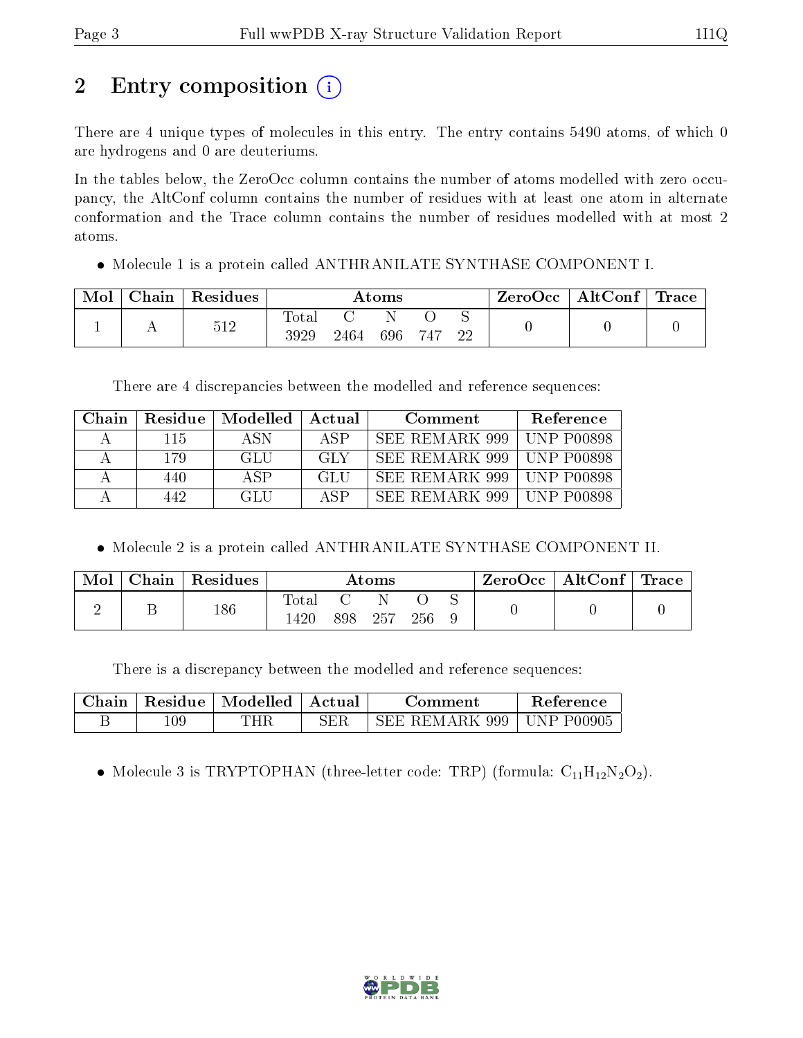## 2 Entry composition (i)

There are 4 unique types of molecules in this entry. The entry contains 5490 atoms, of which 0 are hydrogens and 0 are deuteriums.

In the tables below, the ZeroOcc column contains the number of atoms modelled with zero occupancy, the AltConf column contains the number of residues with at least one atom in alternate conformation and the Trace column contains the number of residues modelled with at most 2 atoms.

- Molecule 1 is a protein called ANTHRANILATE SYNTHASE COMPONENT I.

| Mol | Chain | Residues | Atoms | | | | | ZeroOcc | AltConf | Trace |
|---|---|---|---|---|---|---|---|---|---|---|
| | | | Total | C | N | O | S | | | |
| 1 | A | 512 | 3929 | 2464 | 696 | 747 | 22 | 0 | 0 | 0 |

There are 4 discrepancies between the modelled and reference sequences:

| Chain | Residue | Modelled | Actual | Comment | Reference |
|---|---|---|---|---|---|
| A | 115 | ASN | ASP | SEE REMARK 999 | UNP P00898 |
| A | 179 | GLU | GLY | SEE REMARK 999 | UNP P00898 |
| A | 440 | ASP | GLU | SEE REMARK 999 | UNP P00898 |
| A | 442 | GLU | ASP | SEE REMARK 999 | UNP P00898 |

- Molecule 2 is a protein called ANTHRANILATE SYNTHASE COMPONENT II.

| Mol | Chain | Residues | Atoms | | | | | ZeroOcc | AltConf | Trace |
|---|---|---|---|---|---|---|---|---|---|---|
| | | | Total | C | N | O | S | | | |
| 2 | B | 186 | 1420 | 898 | 257 | 256 | 9 | 0 | 0 | 0 |

There is a discrepancy between the modelled and reference sequences:

| Chain | Residue | Modelled | Actual | Comment | Reference |
|---|---|---|---|---|---|
| B | 109 | THR | SER | SEE REMARK 999 | UNP P00905 |

- Molecule 3 is TRYPTOPHAN (three-letter code: TRP) (formula: $C_{11}H_{12}N_2O_2$).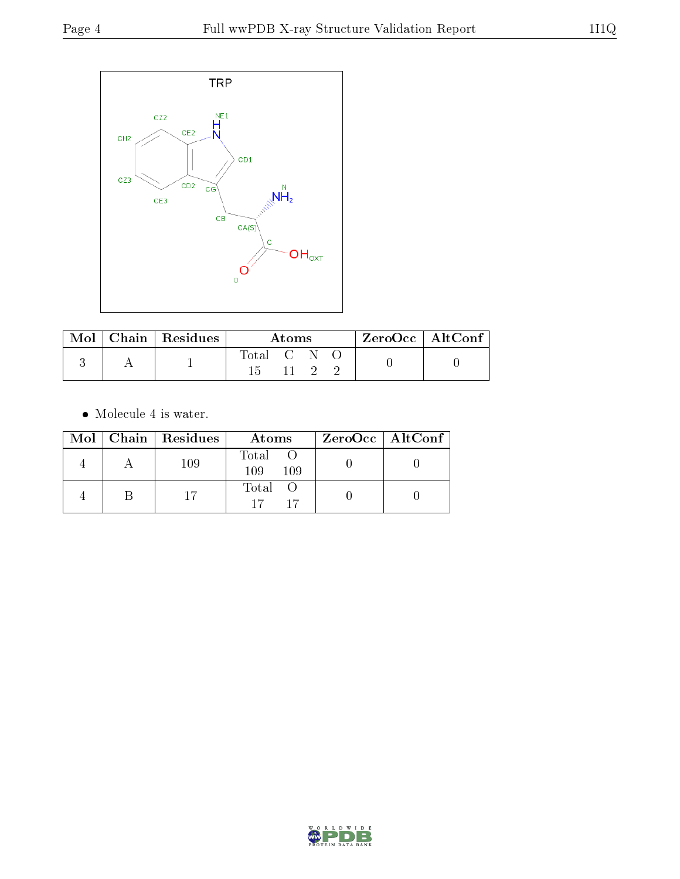TRP

| Mol | Chain | Residues | Atoms | | | | ZeroOcc | AltConf |
|---|---|---|---|---|---|---|---|---|
| | | | Total | C | N | O | | |
| 3 | A | 1 | 15 | 11 | 2 | 2 | 0 | 0 |

- Molecule 4 is water.

| Mol | Chain | Residues | Atoms | | ZeroOcc | AltConf |
|---|---|---|---|---|---|---|
| | | | Total | O | | |
| 4 | A | 109 | 109 | 109 | 0 | 0 |
| 4 | B | 17 | 17 | 17 | 0 | 0 |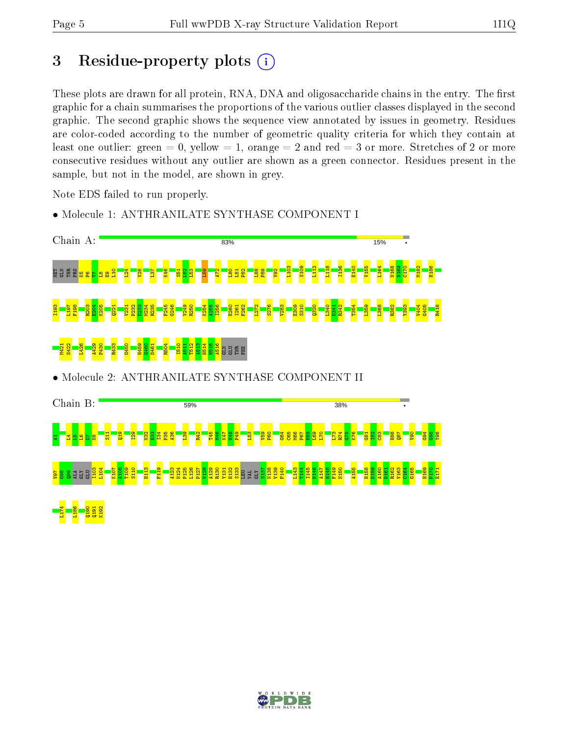# 3 Residue-property plots

These plots are drawn for all protein, RNA, DNA and oligosaccharide chains in the entry. The first graphic for a chain summarises the proportions of the various outlier classes displayed in the second graphic. The second graphic shows the sequence view annotated by issues in geometry. Residues are color-coded according to the number of geometric quality criteria for which they contain at least one outlier: green = 0, yellow = 1, orange = 2 and red = 3 or more. Stretches of 2 or more consecutive residues without any outlier are shown as a green connector. Residues present in the sample, but not in the model, are shown in grey.

Note EDS failed to run properly.

- Molecule 1: ANTHRANILATE SYNTHASE COMPONENT I

Chain A: 83% 15% •

MET GLN THR PRO K5 P6 T7 L8 E9 L10 L24 V28 L37 K46 S51 L52 L53 L59 A72 L80 L81 P82 L88 P89 V92 L103 S109 L112 L118 I136 E140 V155 L164 N168 N169 C170 M182 H186

I193 L197 F198 R203 E204 K205 Q221 V231 P232 D233 M234 R235 F245 G246 V249 R250 K254 A255 I256 E260 I261 F262 L272 S276 V283 E309 S310 Q320 L340 D341 R342 T354 L359 L368 R382 Y393 V404 G405 R418

M421 N422 L426 A429 P430 R433 G450 H459 G460 D461 R504 I510 A511 T512 A513 H514 H515 A516 GLN GLU THR PHE

- Molecule 2: ANTHRANILATE SYNTHASE COMPONENT II

Chain B: 59% 38% •

A1 L4 L5 L6 D7 N8 S11 Q19 I29 N32 H33 I34 P35 A36 L39 R42 T45 M46 K47 N48 P49 L53 V59 P60 G64 G65 M66 P67 E68 L69 L70 L73 R74 G75 K76 G81 I82 C83 H86 Q87 V90 G94 G95 Y96

V97 G98 G99 ALA GLY GLU I103 L104 K107 A108 T109 S110 H113 F119 A123 M124 P125 L126 P127 V128 A129 R130 Y131 H132 S133 LEU VAL GLY S137 N138 V139 P140 L143 T144 I145 N146 A147 H148 F149 N150 A155 H158 D159 A160 D161 R162 V163 C164 G165 H169 P170 E171

L174 L186 Q190 Q191 K192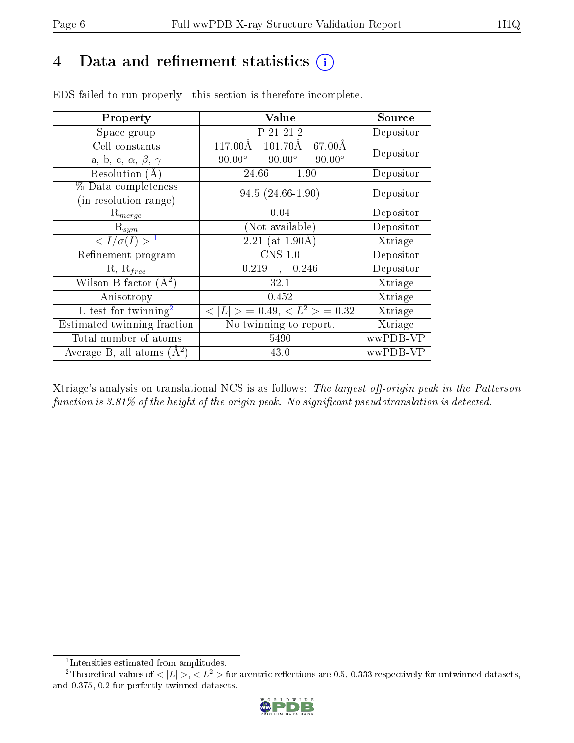# 4 Data and refinement statistics (i)

EDS failed to run properly - this section is therefore incomplete.

| Property | Value | Source |
|---|---|---|
| Space group | P 21 21 2 | Depositor |
| Cell constants<br>a, b, c, $\alpha$, $\beta$, $\gamma$ | 117.00Å 101.70Å 67.00Å<br>90.00° 90.00° 90.00° | Depositor |
| Resolution (Å) | 24.66 – 1.90 | Depositor |
| % Data completeness<br>(in resolution range) | 94.5 (24.66-1.90) | Depositor |
| $R_{merge}$ | 0.04 | Depositor |
| $R_{sym}$ | (Not available) | Depositor |
| $< I/\sigma(I) >$ [1] | 2.21 (at 1.90Å) | Xtriage |
| Refinement program | CNS 1.0 | Depositor |
| R, $R_{free}$ | 0.219 , 0.246 | Depositor |
| Wilson B-factor (Å$^2$) | 32.1 | Xtriage |
| Anisotropy | 0.452 | Xtriage |
| L-test for twinning[2] | $< \|L\| > = 0.49$, $< L^2 > = 0.32$ | Xtriage |
| Estimated twinning fraction | No twinning to report. | Xtriage |
| Total number of atoms | 5490 | wwPDB-VP |
| Average B, all atoms (Å$^2$) | 43.0 | wwPDB-VP |

Xtriage's analysis on translational NCS is as follows: *The largest off-origin peak in the Patterson function is 3.81% of the height of the origin peak. No significant pseudotranslation is detected.*

[1] Intensities estimated from amplitudes.

[2] Theoretical values of $< |L| >$, $< L^2 >$ for acentric reflections are 0.5, 0.333 respectively for untwinned datasets, and 0.375, 0.2 for perfectly twinned datasets.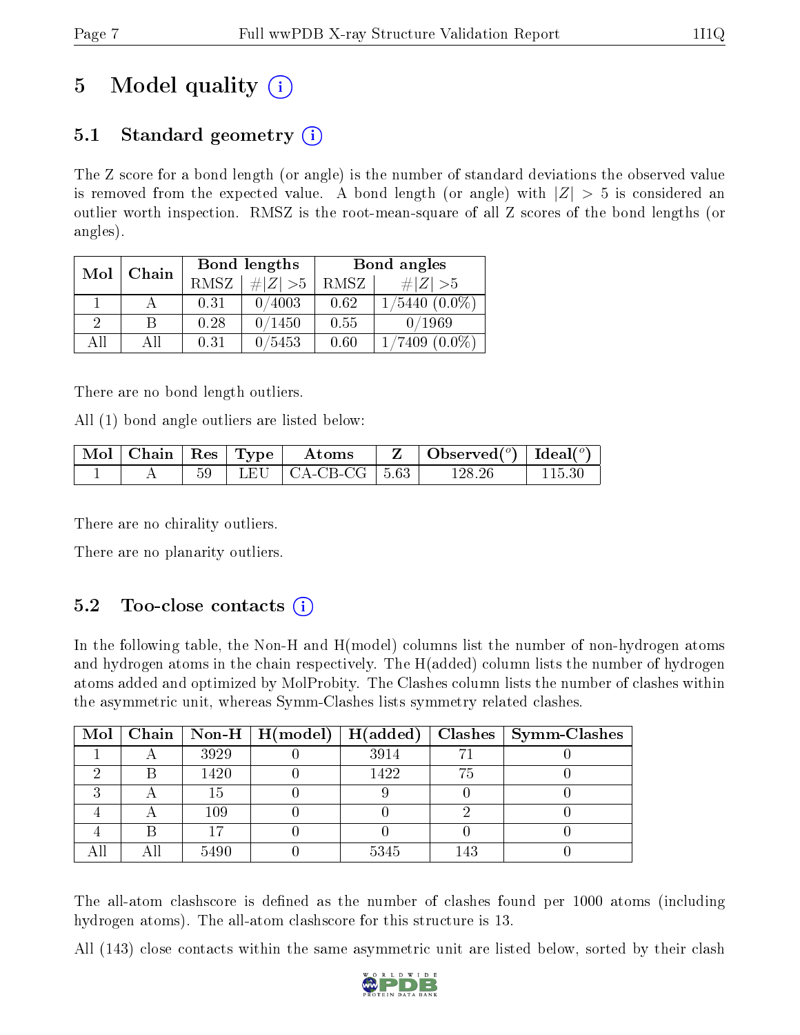# 5 Model quality

## 5.1 Standard geometry

The Z score for a bond length (or angle) is the number of standard deviations the observed value is removed from the expected value. A bond length (or angle) with $|Z| > 5$ is considered an outlier worth inspection. RMSZ is the root-mean-square of all Z scores of the bond lengths (or angles).

| Mol | Chain | Bond lengths | | Bond angles | |
|---|---|---|---|---|---|
| | | RMSZ | $\#|Z|>5$ | RMSZ | $\#|Z|>5$ |
| 1 | A | 0.31 | 0/4003 | 0.62 | 1/5440 (0.0%) |
| 2 | B | 0.28 | 0/1450 | 0.55 | 0/1969 |
| All | All | 0.31 | 0/5453 | 0.60 | 1/7409 (0.0%) |

There are no bond length outliers.

All (1) bond angle outliers are listed below:

| Mol | Chain | Res | Type | Atoms | Z | Observed(°) | Ideal(°) |
|---|---|---|---|---|---|---|---|
| 1 | A | 59 | LEU | CA-CB-CG | 5.63 | 128.26 | 115.30 |

There are no chirality outliers.

There are no planarity outliers.

## 5.2 Too-close contacts

In the following table, the Non-H and H(model) columns list the number of non-hydrogen atoms and hydrogen atoms in the chain respectively. The H(added) column lists the number of hydrogen atoms added and optimized by MolProbity. The Clashes column lists the number of clashes within the asymmetric unit, whereas Symm-Clashes lists symmetry related clashes.

| Mol | Chain | Non-H | H(model) | H(added) | Clashes | Symm-Clashes |
|---|---|---|---|---|---|---|
| 1 | A | 3929 | 0 | 3914 | 71 | 0 |
| 2 | B | 1420 | 0 | 1422 | 75 | 0 |
| 3 | A | 15 | 0 | 9 | 0 | 0 |
| 4 | A | 109 | 0 | 0 | 2 | 0 |
| 4 | B | 17 | 0 | 0 | 0 | 0 |
| All | All | 5490 | 0 | 5345 | 143 | 0 |

The all-atom clashscore is defined as the number of clashes found per 1000 atoms (including hydrogen atoms). The all-atom clashscore for this structure is 13.

All (143) close contacts within the same asymmetric unit are listed below, sorted by their clash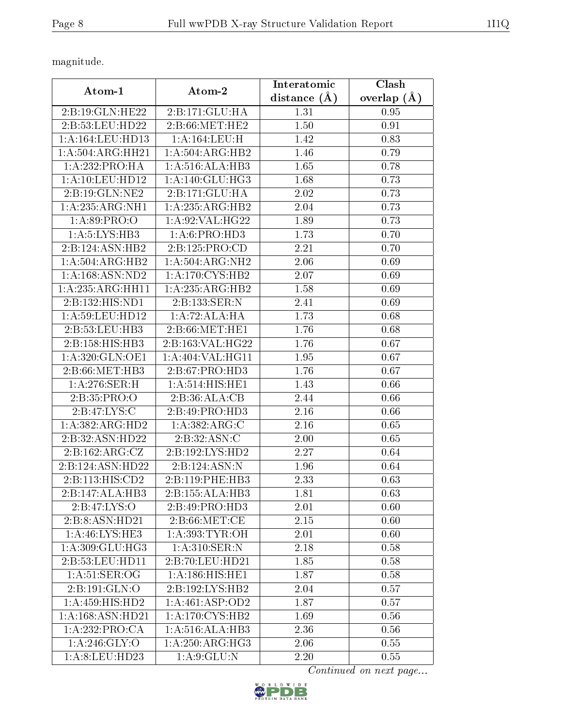magnitude.

| Atom-1 | Atom-2 | Interatomic distance (Å) | Clash overlap (Å) |
|---|---|---|---|
| 2:B:19:GLN:HE22 | 2:B:171:GLU:HA | 1.31 | 0.95 |
| 2:B:53:LEU:HD22 | 2:B:66:MET:HE2 | 1.50 | 0.91 |
| 1:A:164:LEU:HD13 | 1:A:164:LEU:H | 1.42 | 0.83 |
| 1:A:504:ARG:HH21 | 1:A:504:ARG:HB2 | 1.46 | 0.79 |
| 1:A:232:PRO:HA | 1:A:516:ALA:HB3 | 1.65 | 0.78 |
| 1:A:10:LEU:HD12 | 1:A:140:GLU:HG3 | 1.68 | 0.73 |
| 2:B:19:GLN:NE2 | 2:B:171:GLU:HA | 2.02 | 0.73 |
| 1:A:235:ARG:NH1 | 1:A:235:ARG:HB2 | 2.04 | 0.73 |
| 1:A:89:PRO:O | 1:A:92:VAL:HG22 | 1.89 | 0.73 |
| 1:A:5:LYS:HB3 | 1:A:6:PRO:HD3 | 1.73 | 0.70 |
| 2:B:124:ASN:HB2 | 2:B:125:PRO:CD | 2.21 | 0.70 |
| 1:A:504:ARG:HB2 | 1:A:504:ARG:NH2 | 2.06 | 0.69 |
| 1:A:168:ASN:ND2 | 1:A:170:CYS:HB2 | 2.07 | 0.69 |
| 1:A:235:ARG:HH11 | 1:A:235:ARG:HB2 | 1.58 | 0.69 |
| 2:B:132:HIS:ND1 | 2:B:133:SER:N | 2.41 | 0.69 |
| 1:A:59:LEU:HD12 | 1:A:72:ALA:HA | 1.73 | 0.68 |
| 2:B:53:LEU:HB3 | 2:B:66:MET:HE1 | 1.76 | 0.68 |
| 2:B:158:HIS:HB3 | 2:B:163:VAL:HG22 | 1.76 | 0.67 |
| 1:A:320:GLN:OE1 | 1:A:404:VAL:HG11 | 1.95 | 0.67 |
| 2:B:66:MET:HB3 | 2:B:67:PRO:HD3 | 1.76 | 0.67 |
| 1:A:276:SER:H | 1:A:514:HIS:HE1 | 1.43 | 0.66 |
| 2:B:35:PRO:O | 2:B:36:ALA:CB | 2.44 | 0.66 |
| 2:B:47:LYS:C | 2:B:49:PRO:HD3 | 2.16 | 0.66 |
| 1:A:382:ARG:HD2 | 1:A:382:ARG:C | 2.16 | 0.65 |
| 2:B:32:ASN:HD22 | 2:B:32:ASN:C | 2.00 | 0.65 |
| 2:B:162:ARG:CZ | 2:B:192:LYS:HD2 | 2.27 | 0.64 |
| 2:B:124:ASN:HD22 | 2:B:124:ASN:N | 1.96 | 0.64 |
| 2:B:113:HIS:CD2 | 2:B:119:PHE:HB3 | 2.33 | 0.63 |
| 2:B:147:ALA:HB3 | 2:B:155:ALA:HB3 | 1.81 | 0.63 |
| 2:B:47:LYS:O | 2:B:49:PRO:HD3 | 2.01 | 0.60 |
| 2:B:8:ASN:HD21 | 2:B:66:MET:CE | 2.15 | 0.60 |
| 1:A:46:LYS:HE3 | 1:A:393:TYR:OH | 2.01 | 0.60 |
| 1:A:309:GLU:HG3 | 1:A:310:SER:N | 2.18 | 0.58 |
| 2:B:53:LEU:HD11 | 2:B:70:LEU:HD21 | 1.85 | 0.58 |
| 1:A:51:SER:OG | 1:A:186:HIS:HE1 | 1.87 | 0.58 |
| 2:B:191:GLN:O | 2:B:192:LYS:HB2 | 2.04 | 0.57 |
| 1:A:459:HIS:HD2 | 1:A:461:ASP:OD2 | 1.87 | 0.57 |
| 1:A:168:ASN:HD21 | 1:A:170:CYS:HB2 | 1.69 | 0.56 |
| 1:A:232:PRO:CA | 1:A:516:ALA:HB3 | 2.36 | 0.56 |
| 1:A:246:GLY:O | 1:A:250:ARG:HG3 | 2.06 | 0.55 |
| 1:A:8:LEU:HD23 | 1:A:9:GLU:N | 2.20 | 0.55 |

*Continued on next page...*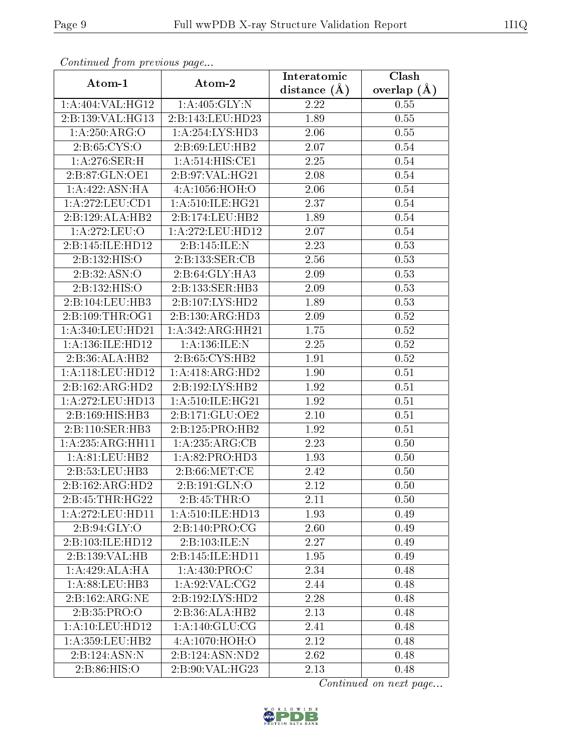*Continued from previous page...*

| Atom-1 | Atom-2 | Interatomic distance (Å) | Clash overlap (Å) |
|---|---|---|---|
| 1:A:404:VAL:HG12 | 1:A:405:GLY:N | 2.22 | 0.55 |
| 2:B:139:VAL:HG13 | 2:B:143:LEU:HD23 | 1.89 | 0.55 |
| 1:A:250:ARG:O | 1:A:254:LYS:HD3 | 2.06 | 0.55 |
| 2:B:65:CYS:O | 2:B:69:LEU:HB2 | 2.07 | 0.54 |
| 1:A:276:SER:H | 1:A:514:HIS:CE1 | 2.25 | 0.54 |
| 2:B:87:GLN:OE1 | 2:B:97:VAL:HG21 | 2.08 | 0.54 |
| 1:A:422:ASN:HA | 4:A:1056:HOH:O | 2.06 | 0.54 |
| 1:A:272:LEU:CD1 | 1:A:510:ILE:HG21 | 2.37 | 0.54 |
| 2:B:129:ALA:HB2 | 2:B:174:LEU:HB2 | 1.89 | 0.54 |
| 1:A:272:LEU:O | 1:A:272:LEU:HD12 | 2.07 | 0.54 |
| 2:B:145:ILE:HD12 | 2:B:145:ILE:N | 2.23 | 0.53 |
| 2:B:132:HIS:O | 2:B:133:SER:CB | 2.56 | 0.53 |
| 2:B:32:ASN:O | 2:B:64:GLY:HA3 | 2.09 | 0.53 |
| 2:B:132:HIS:O | 2:B:133:SER:HB3 | 2.09 | 0.53 |
| 2:B:104:LEU:HB3 | 2:B:107:LYS:HD2 | 1.89 | 0.53 |
| 2:B:109:THR:OG1 | 2:B:130:ARG:HD3 | 2.09 | 0.52 |
| 1:A:340:LEU:HD21 | 1:A:342:ARG:HH21 | 1.75 | 0.52 |
| 1:A:136:ILE:HD12 | 1:A:136:ILE:N | 2.25 | 0.52 |
| 2:B:36:ALA:HB2 | 2:B:65:CYS:HB2 | 1.91 | 0.52 |
| 1:A:118:LEU:HD12 | 1:A:418:ARG:HD2 | 1.90 | 0.51 |
| 2:B:162:ARG:HD2 | 2:B:192:LYS:HB2 | 1.92 | 0.51 |
| 1:A:272:LEU:HD13 | 1:A:510:ILE:HG21 | 1.92 | 0.51 |
| 2:B:169:HIS:HB3 | 2:B:171:GLU:OE2 | 2.10 | 0.51 |
| 2:B:110:SER:HB3 | 2:B:125:PRO:HB2 | 1.92 | 0.51 |
| 1:A:235:ARG:HH11 | 1:A:235:ARG:CB | 2.23 | 0.50 |
| 1:A:81:LEU:HB2 | 1:A:82:PRO:HD3 | 1.93 | 0.50 |
| 2:B:53:LEU:HB3 | 2:B:66:MET:CE | 2.42 | 0.50 |
| 2:B:162:ARG:HD2 | 2:B:191:GLN:O | 2.12 | 0.50 |
| 2:B:45:THR:HG22 | 2:B:45:THR:O | 2.11 | 0.50 |
| 1:A:272:LEU:HD11 | 1:A:510:ILE:HD13 | 1.93 | 0.49 |
| 2:B:94:GLY:O | 2:B:140:PRO:CG | 2.60 | 0.49 |
| 2:B:103:ILE:HD12 | 2:B:103:ILE:N | 2.27 | 0.49 |
| 2:B:139:VAL:HB | 2:B:145:ILE:HD11 | 1.95 | 0.49 |
| 1:A:429:ALA:HA | 1:A:430:PRO:C | 2.34 | 0.48 |
| 1:A:88:LEU:HB3 | 1:A:92:VAL:CG2 | 2.44 | 0.48 |
| 2:B:162:ARG:NE | 2:B:192:LYS:HD2 | 2.28 | 0.48 |
| 2:B:35:PRO:O | 2:B:36:ALA:HB2 | 2.13 | 0.48 |
| 1:A:10:LEU:HD12 | 1:A:140:GLU:CG | 2.41 | 0.48 |
| 1:A:359:LEU:HB2 | 4:A:1070:HOH:O | 2.12 | 0.48 |
| 2:B:124:ASN:N | 2:B:124:ASN:ND2 | 2.62 | 0.48 |
| 2:B:86:HIS:O | 2:B:90:VAL:HG23 | 2.13 | 0.48 |

*Continued on next page...*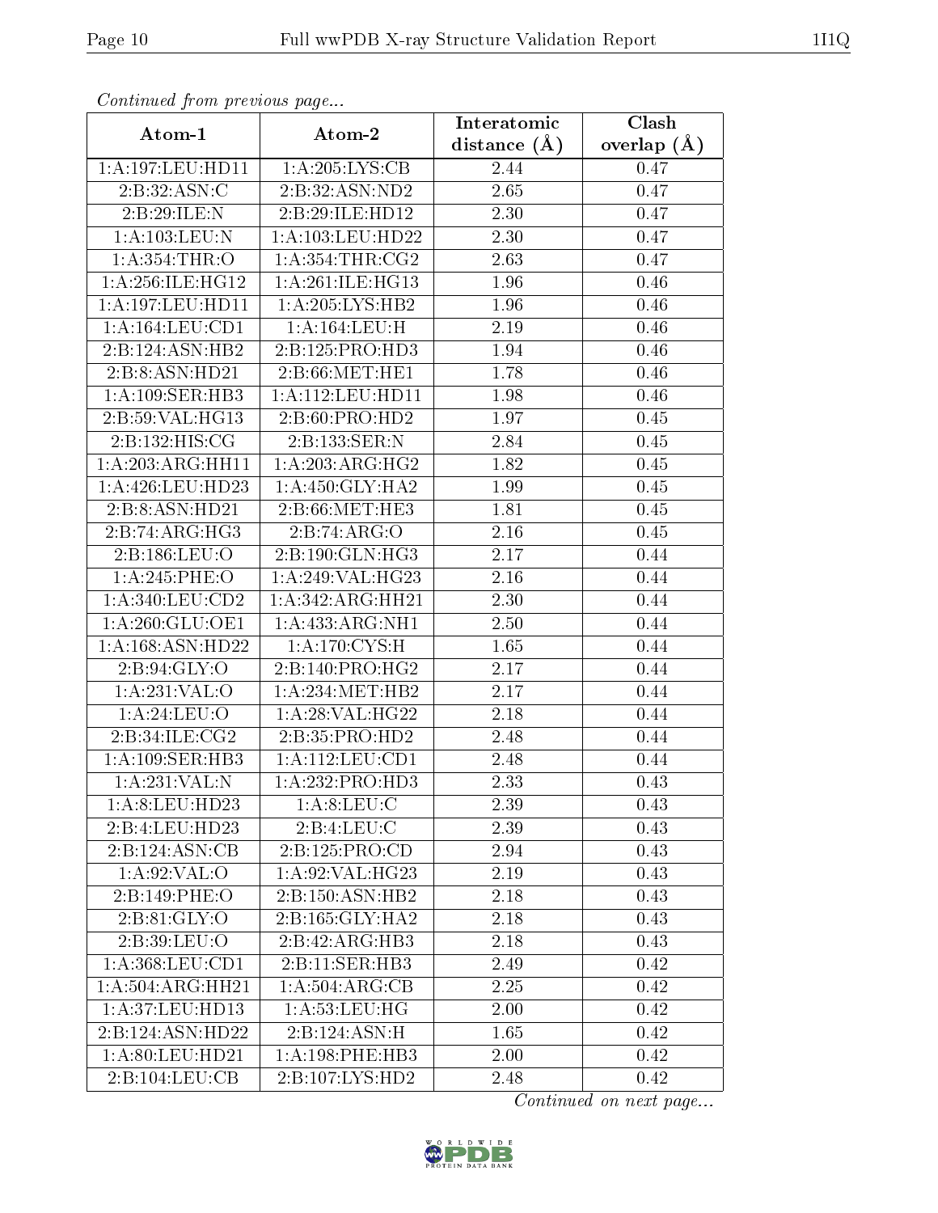*Continued from previous page...*

| Atom-1 | Atom-2 | Interatomic distance (Å) | Clash overlap (Å) |
| --- | --- | --- | --- |
| 1:A:197:LEU:HD11 | 1:A:205:LYS:CB | 2.44 | 0.47 |
| 2:B:32:ASN:C | 2:B:32:ASN:ND2 | 2.65 | 0.47 |
| 2:B:29:ILE:N | 2:B:29:ILE:HD12 | 2.30 | 0.47 |
| 1:A:103:LEU:N | 1:A:103:LEU:HD22 | 2.30 | 0.47 |
| 1:A:354:THR:O | 1:A:354:THR:CG2 | 2.63 | 0.47 |
| 1:A:256:ILE:HG12 | 1:A:261:ILE:HG13 | 1.96 | 0.46 |
| 1:A:197:LEU:HD11 | 1:A:205:LYS:HB2 | 1.96 | 0.46 |
| 1:A:164:LEU:CD1 | 1:A:164:LEU:H | 2.19 | 0.46 |
| 2:B:124:ASN:HB2 | 2:B:125:PRO:HD3 | 1.94 | 0.46 |
| 2:B:8:ASN:HD21 | 2:B:66:MET:HE1 | 1.78 | 0.46 |
| 1:A:109:SER:HB3 | 1:A:112:LEU:HD11 | 1.98 | 0.46 |
| 2:B:59:VAL:HG13 | 2:B:60:PRO:HD2 | 1.97 | 0.45 |
| 2:B:132:HIS:CG | 2:B:133:SER:N | 2.84 | 0.45 |
| 1:A:203:ARG:HH11 | 1:A:203:ARG:HG2 | 1.82 | 0.45 |
| 1:A:426:LEU:HD23 | 1:A:450:GLY:HA2 | 1.99 | 0.45 |
| 2:B:8:ASN:HD21 | 2:B:66:MET:HE3 | 1.81 | 0.45 |
| 2:B:74:ARG:HG3 | 2:B:74:ARG:O | 2.16 | 0.45 |
| 2:B:186:LEU:O | 2:B:190:GLN:HG3 | 2.17 | 0.44 |
| 1:A:245:PHE:O | 1:A:249:VAL:HG23 | 2.16 | 0.44 |
| 1:A:340:LEU:CD2 | 1:A:342:ARG:HH21 | 2.30 | 0.44 |
| 1:A:260:GLU:OE1 | 1:A:433:ARG:NH1 | 2.50 | 0.44 |
| 1:A:168:ASN:HD22 | 1:A:170:CYS:H | 1.65 | 0.44 |
| 2:B:94:GLY:O | 2:B:140:PRO:HG2 | 2.17 | 0.44 |
| 1:A:231:VAL:O | 1:A:234:MET:HB2 | 2.17 | 0.44 |
| 1:A:24:LEU:O | 1:A:28:VAL:HG22 | 2.18 | 0.44 |
| 2:B:34:ILE:CG2 | 2:B:35:PRO:HD2 | 2.48 | 0.44 |
| 1:A:109:SER:HB3 | 1:A:112:LEU:CD1 | 2.48 | 0.44 |
| 1:A:231:VAL:N | 1:A:232:PRO:HD3 | 2.33 | 0.43 |
| 1:A:8:LEU:HD23 | 1:A:8:LEU:C | 2.39 | 0.43 |
| 2:B:4:LEU:HD23 | 2:B:4:LEU:C | 2.39 | 0.43 |
| 2:B:124:ASN:CB | 2:B:125:PRO:CD | 2.94 | 0.43 |
| 1:A:92:VAL:O | 1:A:92:VAL:HG23 | 2.19 | 0.43 |
| 2:B:149:PHE:O | 2:B:150:ASN:HB2 | 2.18 | 0.43 |
| 2:B:81:GLY:O | 2:B:165:GLY:HA2 | 2.18 | 0.43 |
| 2:B:39:LEU:O | 2:B:42:ARG:HB3 | 2.18 | 0.43 |
| 1:A:368:LEU:CD1 | 2:B:11:SER:HB3 | 2.49 | 0.42 |
| 1:A:504:ARG:HH21 | 1:A:504:ARG:CB | 2.25 | 0.42 |
| 1:A:37:LEU:HD13 | 1:A:53:LEU:HG | 2.00 | 0.42 |
| 2:B:124:ASN:HD22 | 2:B:124:ASN:H | 1.65 | 0.42 |
| 1:A:80:LEU:HD21 | 1:A:198:PHE:HB3 | 2.00 | 0.42 |
| 2:B:104:LEU:CB | 2:B:107:LYS:HD2 | 2.48 | 0.42 |

*Continued on next page...*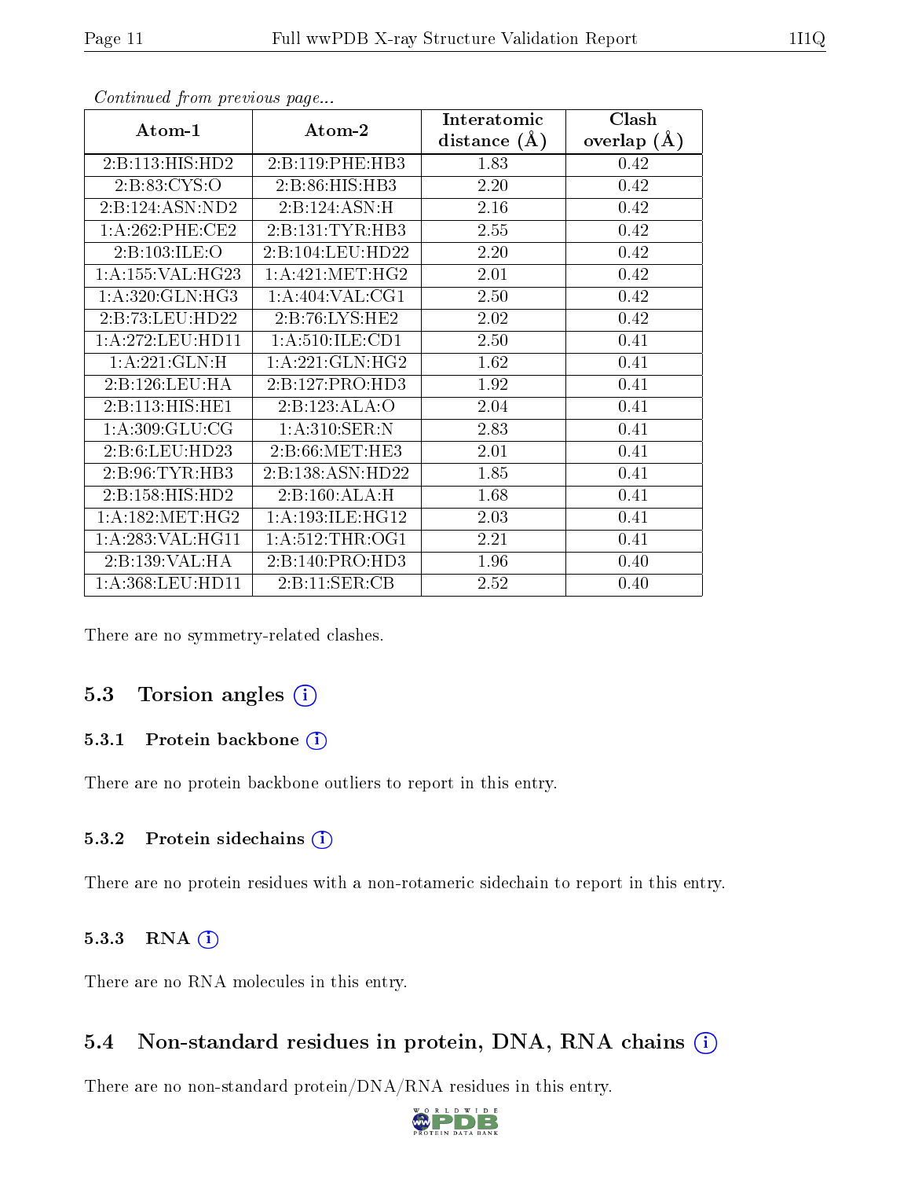*Continued from previous page...*

| Atom-1 | Atom-2 | Interatomic distance (Å) | Clash overlap (Å) |
|---|---|---|---|
| 2:B:113:HIS:HD2 | 2:B:119:PHE:HB3 | 1.83 | 0.42 |
| 2:B:83:CYS:O | 2:B:86:HIS:HB3 | 2.20 | 0.42 |
| 2:B:124:ASN:ND2 | 2:B:124:ASN:H | 2.16 | 0.42 |
| 1:A:262:PHE:CE2 | 2:B:131:TYR:HB3 | 2.55 | 0.42 |
| 2:B:103:ILE:O | 2:B:104:LEU:HD22 | 2.20 | 0.42 |
| 1:A:155:VAL:HG23 | 1:A:421:MET:HG2 | 2.01 | 0.42 |
| 1:A:320:GLN:HG3 | 1:A:404:VAL:CG1 | 2.50 | 0.42 |
| 2:B:73:LEU:HD22 | 2:B:76:LYS:HE2 | 2.02 | 0.42 |
| 1:A:272:LEU:HD11 | 1:A:510:ILE:CD1 | 2.50 | 0.41 |
| 1:A:221:GLN:H | 1:A:221:GLN:HG2 | 1.62 | 0.41 |
| 2:B:126:LEU:HA | 2:B:127:PRO:HD3 | 1.92 | 0.41 |
| 2:B:113:HIS:HE1 | 2:B:123:ALA:O | 2.04 | 0.41 |
| 1:A:309:GLU:CG | 1:A:310:SER:N | 2.83 | 0.41 |
| 2:B:6:LEU:HD23 | 2:B:66:MET:HE3 | 2.01 | 0.41 |
| 2:B:96:TYR:HB3 | 2:B:138:ASN:HD22 | 1.85 | 0.41 |
| 2:B:158:HIS:HD2 | 2:B:160:ALA:H | 1.68 | 0.41 |
| 1:A:182:MET:HG2 | 1:A:193:ILE:HG12 | 2.03 | 0.41 |
| 1:A:283:VAL:HG11 | 1:A:512:THR:OG1 | 2.21 | 0.41 |
| 2:B:139:VAL:HA | 2:B:140:PRO:HD3 | 1.96 | 0.40 |
| 1:A:368:LEU:HD11 | 2:B:11:SER:CB | 2.52 | 0.40 |

There are no symmetry-related clashes.

## 5.3 Torsion angles

### 5.3.1 Protein backbone

There are no protein backbone outliers to report in this entry.

### 5.3.2 Protein sidechains

There are no protein residues with a non-rotameric sidechain to report in this entry.

### 5.3.3 RNA

There are no RNA molecules in this entry.

## 5.4 Non-standard residues in protein, DNA, RNA chains

There are no non-standard protein/DNA/RNA residues in this entry.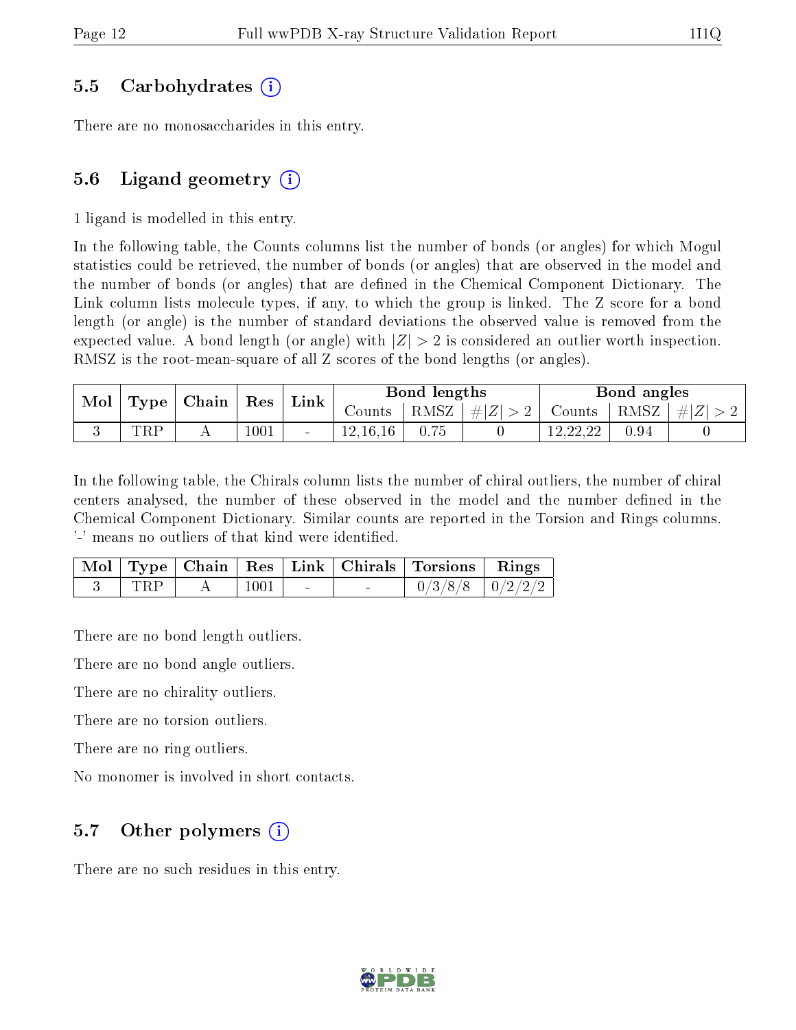## 5.5 Carbohydrates (i)

There are no monosaccharides in this entry.

## 5.6 Ligand geometry (i)

1 ligand is modelled in this entry.

In the following table, the Counts columns list the number of bonds (or angles) for which Mogul statistics could be retrieved, the number of bonds (or angles) that are observed in the model and the number of bonds (or angles) that are defined in the Chemical Component Dictionary. The Link column lists molecule types, if any, to which the group is linked. The Z score for a bond length (or angle) is the number of standard deviations the observed value is removed from the expected value. A bond length (or angle) with $|Z| > 2$ is considered an outlier worth inspection. RMSZ is the root-mean-square of all Z scores of the bond lengths (or angles).

| Mol | Type | Chain | Res | Link | Bond lengths | | | Bond angles | | |
|---|---|---|---|---|---|---|---|---|---|---|
| | | | | | Counts | RMSZ | $\#\|Z\| > 2$ | Counts | RMSZ | $\#\|Z\| > 2$ |
| 3 | TRP | A | 1001 | - | 12,16,16 | 0.75 | 0 | 12,22,22 | 0.94 | 0 |

In the following table, the Chirals column lists the number of chiral outliers, the number of chiral centers analysed, the number of these observed in the model and the number defined in the Chemical Component Dictionary. Similar counts are reported in the Torsion and Rings columns. '-' means no outliers of that kind were identified.

| Mol | Type | Chain | Res | Link | Chirals | Torsions | Rings |
|---|---|---|---|---|---|---|---|
| 3 | TRP | A | 1001 | - | - | 0/3/8/8 | 0/2/2/2 |

There are no bond length outliers.

There are no bond angle outliers.

There are no chirality outliers.

There are no torsion outliers.

There are no ring outliers.

No monomer is involved in short contacts.

## 5.7 Other polymers (i)

There are no such residues in this entry.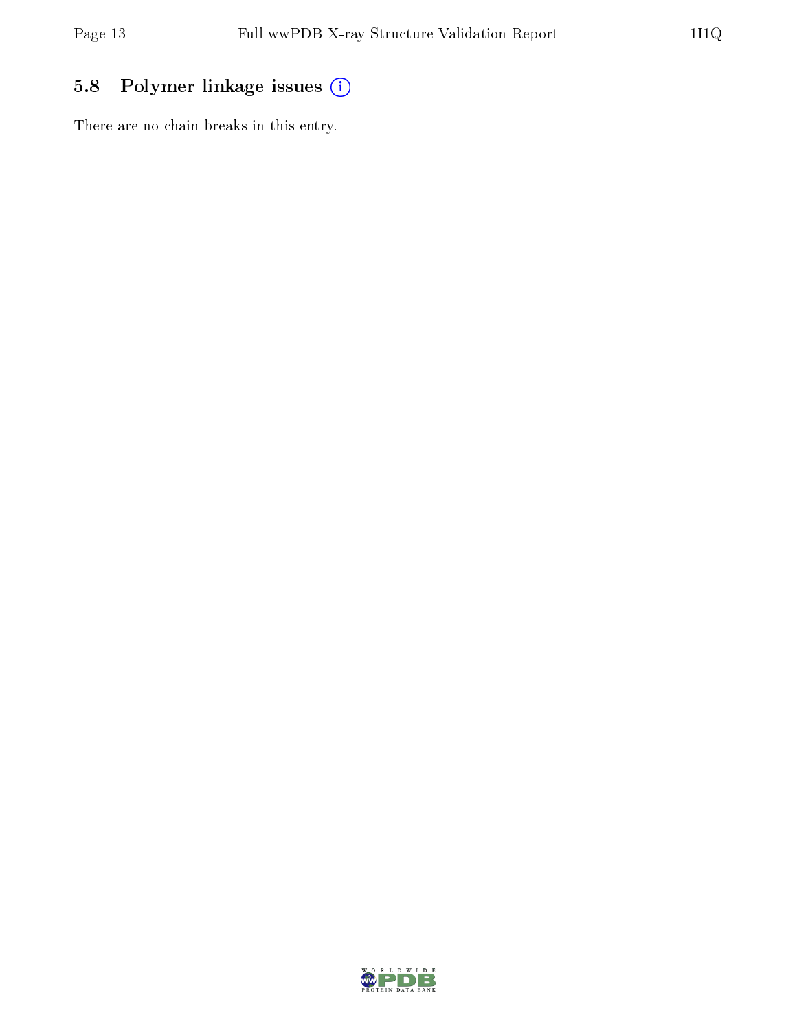## 5.8 Polymer linkage issues

There are no chain breaks in this entry.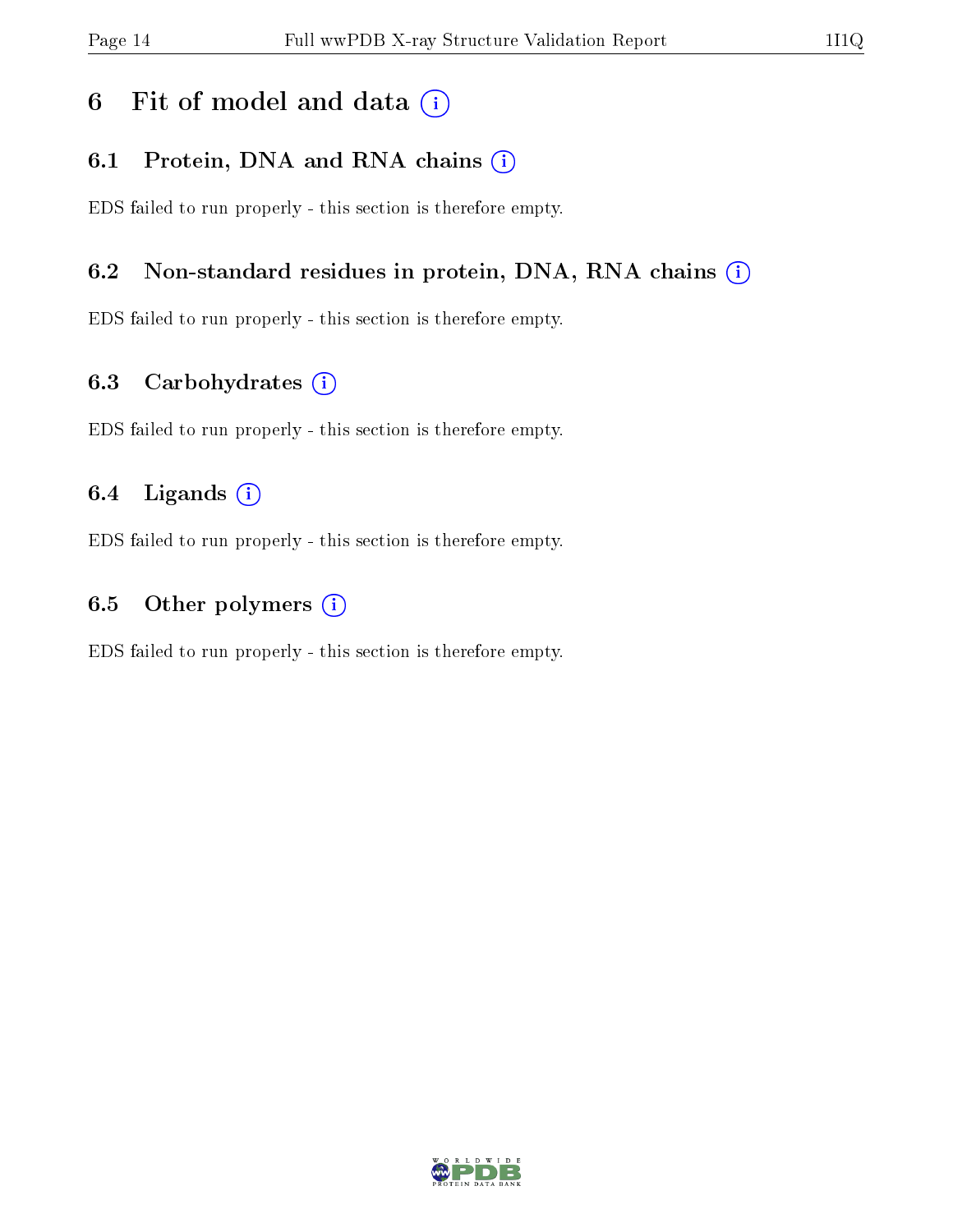# 6 Fit of model and data

## 6.1 Protein, DNA and RNA chains

EDS failed to run properly - this section is therefore empty.

## 6.2 Non-standard residues in protein, DNA, RNA chains

EDS failed to run properly - this section is therefore empty.

## 6.3 Carbohydrates

EDS failed to run properly - this section is therefore empty.

## 6.4 Ligands

EDS failed to run properly - this section is therefore empty.

## 6.5 Other polymers

EDS failed to run properly - this section is therefore empty.